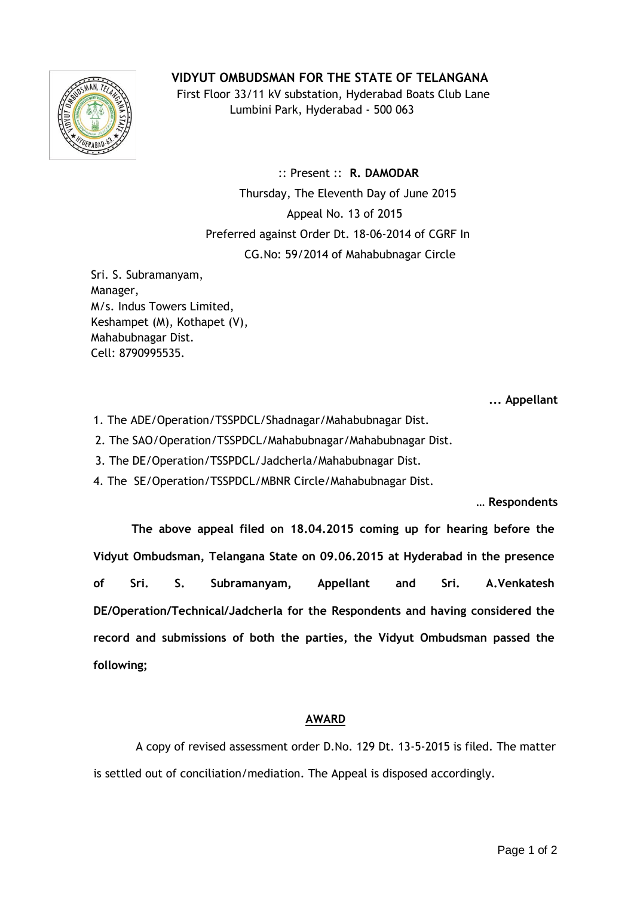# VIDYUT OMBUDSMAN FOR THE STATE OF TELANGANA

First Floor 33/11 kV substation, Hyderabad Boats Club Lane
Lumbini Park, Hyderabad - 500 063

:: Present :: **R. DAMODAR**

Thursday, The Eleventh Day of June 2015

Appeal No. 13 of 2015

Preferred against Order Dt. 18-06-2014 of CGRF In

CG.No: 59/2014 of Mahabubnagar Circle

Sri. S. Subramanyam,
Manager,
M/s. Indus Towers Limited,
Keshampet (M), Kothapet (V),
Mahabubnagar Dist.
Cell: 8790995535.

**... Appellant**

1. The ADE/Operation/TSSPDCL/Shadnagar/Mahabubnagar Dist.
2. The SAO/Operation/TSSPDCL/Mahabubnagar/Mahabubnagar Dist.
3. The DE/Operation/TSSPDCL/Jadcherla/Mahabubnagar Dist.
4. The SE/Operation/TSSPDCL/MBNR Circle/Mahabubnagar Dist.

**… Respondents**

**The above appeal filed on 18.04.2015 coming up for hearing before the Vidyut Ombudsman, Telangana State on 09.06.2015 at Hyderabad in the presence of Sri. S. Subramanyam, Appellant and Sri. A.Venkatesh DE/Operation/Technical/Jadcherla for the Respondents and having considered the record and submissions of both the parties, the Vidyut Ombudsman passed the following;**

## AWARD

A copy of revised assessment order D.No. 129 Dt. 13-5-2015 is filed. The matter is settled out of conciliation/mediation. The Appeal is disposed accordingly.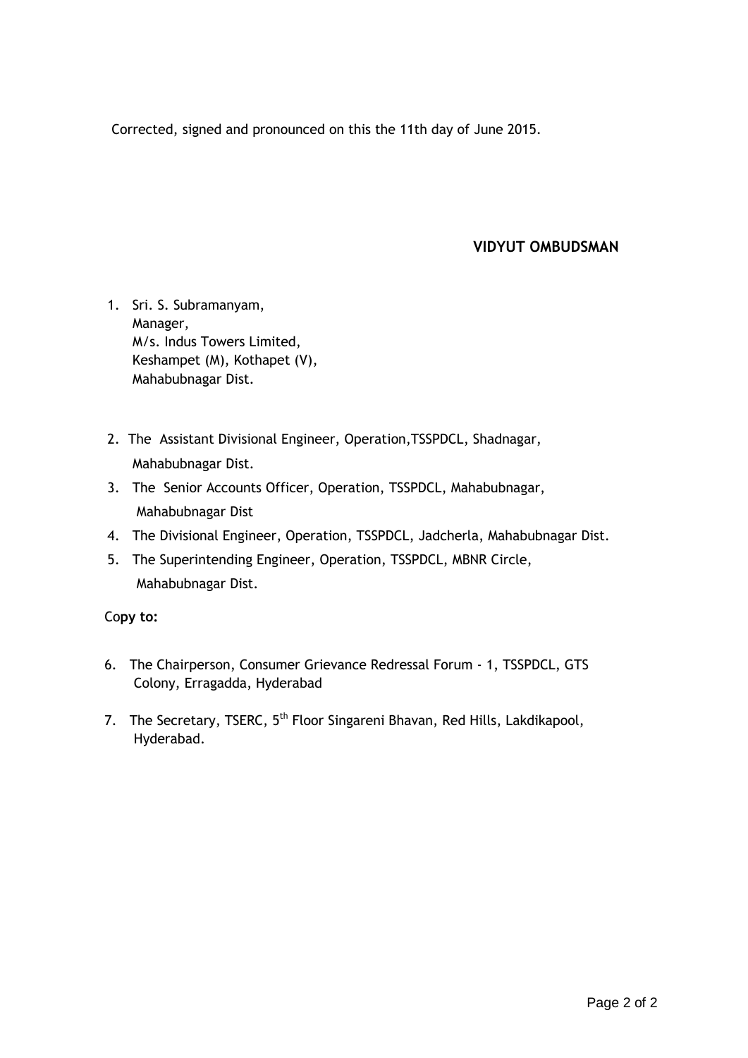Corrected, signed and pronounced on this the 11th day of June 2015.

**VIDYUT OMBUDSMAN**

1. Sri. S. Subramanyam,
   Manager,
   M/s. Indus Towers Limited,
   Keshampet (M), Kothapet (V),
   Mahabubnagar Dist.

2. The Assistant Divisional Engineer, Operation,TSSPDCL, Shadnagar,
   Mahabubnagar Dist.
3. The Senior Accounts Officer, Operation, TSSPDCL, Mahabubnagar,
   Mahabubnagar Dist
4. The Divisional Engineer, Operation, TSSPDCL, Jadcherla, Mahabubnagar Dist.
5. The Superintending Engineer, Operation, TSSPDCL, MBNR Circle,
   Mahabubnagar Dist.

**Copy to:**

6. The Chairperson, Consumer Grievance Redressal Forum - 1, TSSPDCL, GTS Colony, Erragadda, Hyderabad

7. The Secretary, TSERC, 5th Floor Singareni Bhavan, Red Hills, Lakdikapool, Hyderabad.